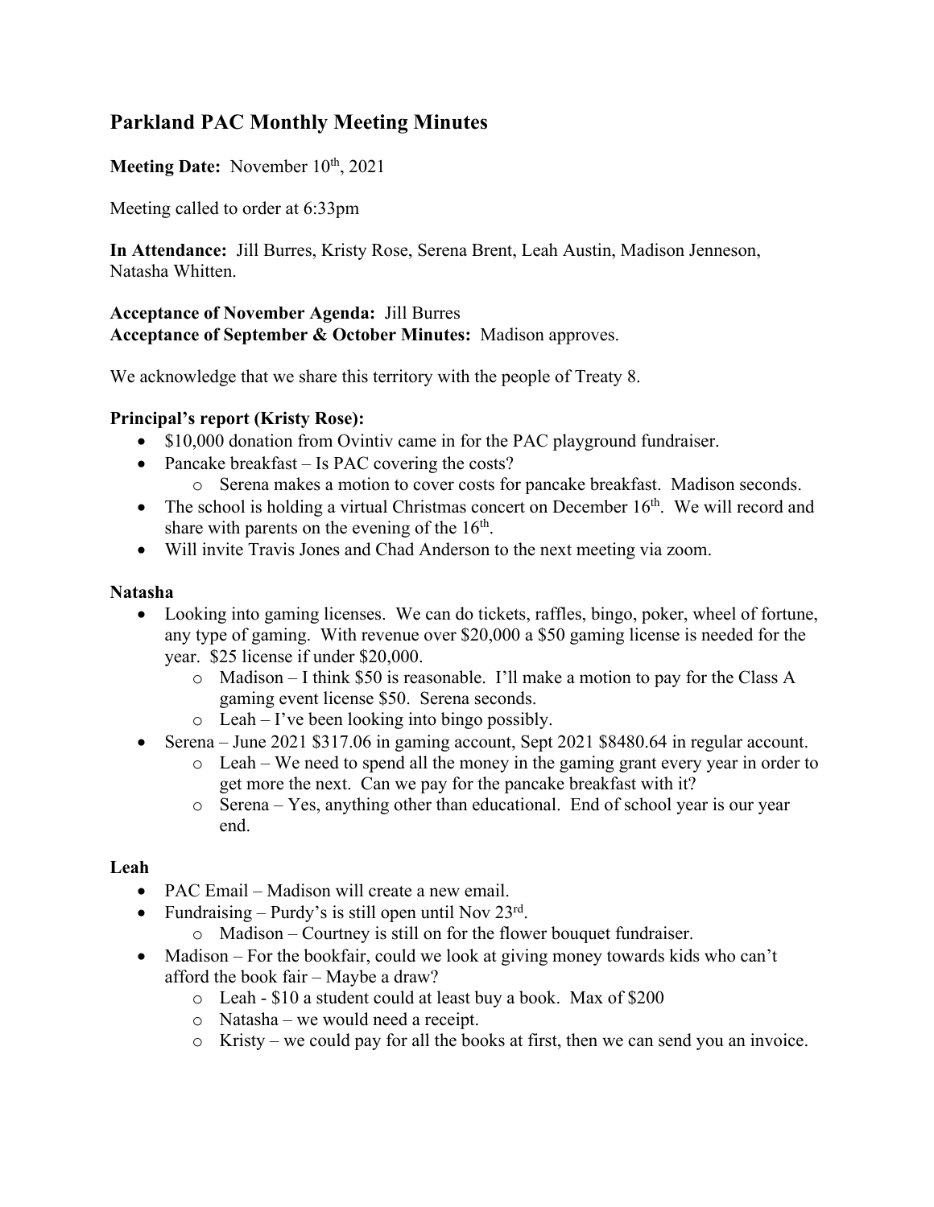## Parkland PAC Monthly Meeting Minutes

**Meeting Date:** November 10th, 2021

Meeting called to order at 6:33pm

**In Attendance:** Jill Burres, Kristy Rose, Serena Brent, Leah Austin, Madison Jenneson, Natasha Whitten.

**Acceptance of November Agenda:** Jill Burres
**Acceptance of September & October Minutes:** Madison approves.

We acknowledge that we share this territory with the people of Treaty 8.

**Principal's report (Kristy Rose):**

- $10,000 donation from Ovintiv came in for the PAC playground fundraiser.
- Pancake breakfast – Is PAC covering the costs?
  - Serena makes a motion to cover costs for pancake breakfast. Madison seconds.
- The school is holding a virtual Christmas concert on December 16th. We will record and share with parents on the evening of the 16th.
- Will invite Travis Jones and Chad Anderson to the next meeting via zoom.

**Natasha**

- Looking into gaming licenses. We can do tickets, raffles, bingo, poker, wheel of fortune, any type of gaming. With revenue over $20,000 a $50 gaming license is needed for the year. $25 license if under $20,000.
  - Madison – I think $50 is reasonable. I'll make a motion to pay for the Class A gaming event license $50. Serena seconds.
  - Leah – I've been looking into bingo possibly.
- Serena – June 2021 $317.06 in gaming account, Sept 2021 $8480.64 in regular account.
  - Leah – We need to spend all the money in the gaming grant every year in order to get more the next. Can we pay for the pancake breakfast with it?
  - Serena – Yes, anything other than educational. End of school year is our year end.

**Leah**

- PAC Email – Madison will create a new email.
- Fundraising – Purdy's is still open until Nov 23rd.
  - Madison – Courtney is still on for the flower bouquet fundraiser.
- Madison – For the bookfair, could we look at giving money towards kids who can't afford the book fair – Maybe a draw?
  - Leah - $10 a student could at least buy a book. Max of $200
  - Natasha – we would need a receipt.
  - Kristy – we could pay for all the books at first, then we can send you an invoice.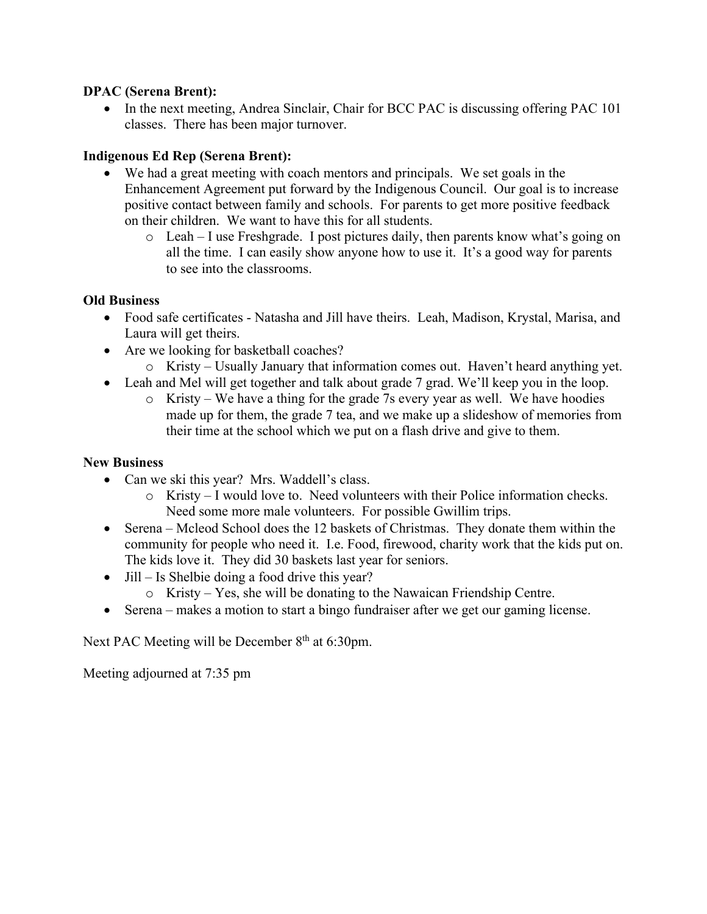**DPAC (Serena Brent):**

- In the next meeting, Andrea Sinclair, Chair for BCC PAC is discussing offering PAC 101 classes. There has been major turnover.

**Indigenous Ed Rep (Serena Brent):**

- We had a great meeting with coach mentors and principals. We set goals in the Enhancement Agreement put forward by the Indigenous Council. Our goal is to increase positive contact between family and schools. For parents to get more positive feedback on their children. We want to have this for all students.
  - Leah – I use Freshgrade. I post pictures daily, then parents know what's going on all the time. I can easily show anyone how to use it. It's a good way for parents to see into the classrooms.

**Old Business**

- Food safe certificates - Natasha and Jill have theirs. Leah, Madison, Krystal, Marisa, and Laura will get theirs.
- Are we looking for basketball coaches?
  - Kristy – Usually January that information comes out. Haven't heard anything yet.
- Leah and Mel will get together and talk about grade 7 grad. We'll keep you in the loop.
  - Kristy – We have a thing for the grade 7s every year as well. We have hoodies made up for them, the grade 7 tea, and we make up a slideshow of memories from their time at the school which we put on a flash drive and give to them.

**New Business**

- Can we ski this year? Mrs. Waddell's class.
  - Kristy – I would love to. Need volunteers with their Police information checks. Need some more male volunteers. For possible Gwillim trips.
- Serena – Mcleod School does the 12 baskets of Christmas. They donate them within the community for people who need it. I.e. Food, firewood, charity work that the kids put on. The kids love it. They did 30 baskets last year for seniors.
- Jill – Is Shelbie doing a food drive this year?
  - Kristy – Yes, she will be donating to the Nawaican Friendship Centre.
- Serena – makes a motion to start a bingo fundraiser after we get our gaming license.

Next PAC Meeting will be December 8th at 6:30pm.

Meeting adjourned at 7:35 pm